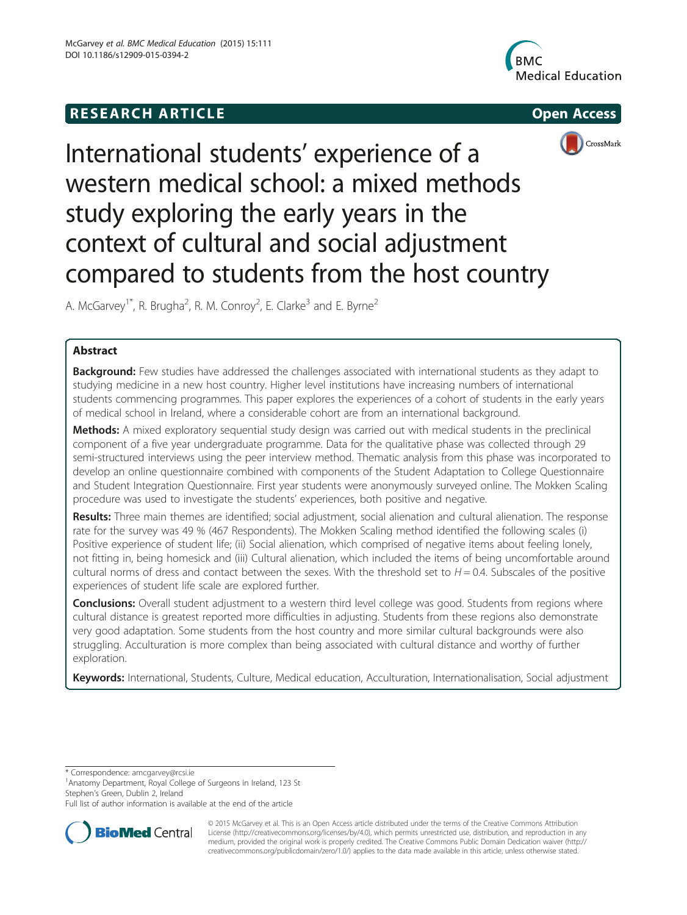RESEARCH ARTICLE Open Access

# International students' experience of a western medical school: a mixed methods study exploring the early years in the context of cultural and social adjustment compared to students from the host country

A. McGarvey[1*], R. Brugha[2], R. M. Conroy[2], E. Clarke[3] and E. Byrne[2]

## Abstract

**Background:** Few studies have addressed the challenges associated with international students as they adapt to studying medicine in a new host country. Higher level institutions have increasing numbers of international students commencing programmes. This paper explores the experiences of a cohort of students in the early years of medical school in Ireland, where a considerable cohort are from an international background.

**Methods:** A mixed exploratory sequential study design was carried out with medical students in the preclinical component of a five year undergraduate programme. Data for the qualitative phase was collected through 29 semi-structured interviews using the peer interview method. Thematic analysis from this phase was incorporated to develop an online questionnaire combined with components of the Student Adaptation to College Questionnaire and Student Integration Questionnaire. First year students were anonymously surveyed online. The Mokken Scaling procedure was used to investigate the students' experiences, both positive and negative.

**Results:** Three main themes are identified; social adjustment, social alienation and cultural alienation. The response rate for the survey was 49 % (467 Respondents). The Mokken Scaling method identified the following scales (i) Positive experience of student life; (ii) Social alienation, which comprised of negative items about feeling lonely, not fitting in, being homesick and (iii) Cultural alienation, which included the items of being uncomfortable around cultural norms of dress and contact between the sexes. With the threshold set to $H = 0.4$. Subscales of the positive experiences of student life scale are explored further.

**Conclusions:** Overall student adjustment to a western third level college was good. Students from regions where cultural distance is greatest reported more difficulties in adjusting. Students from these regions also demonstrate very good adaptation. Some students from the host country and more similar cultural backgrounds were also struggling. Acculturation is more complex than being associated with cultural distance and worthy of further exploration.

**Keywords:** International, Students, Culture, Medical education, Acculturation, Internationalisation, Social adjustment

---

* Correspondence: amcgarvey@rcsi.ie
[1]Anatomy Department, Royal College of Surgeons in Ireland, 123 St Stephen's Green, Dublin 2, Ireland
Full list of author information is available at the end of the article

© 2015 McGarvey et al. This is an Open Access article distributed under the terms of the Creative Commons Attribution License (http://creativecommons.org/licenses/by/4.0), which permits unrestricted use, distribution, and reproduction in any medium, provided the original work is properly credited. The Creative Commons Public Domain Dedication waiver (http://creativecommons.org/publicdomain/zero/1.0/) applies to the data made available in this article, unless otherwise stated.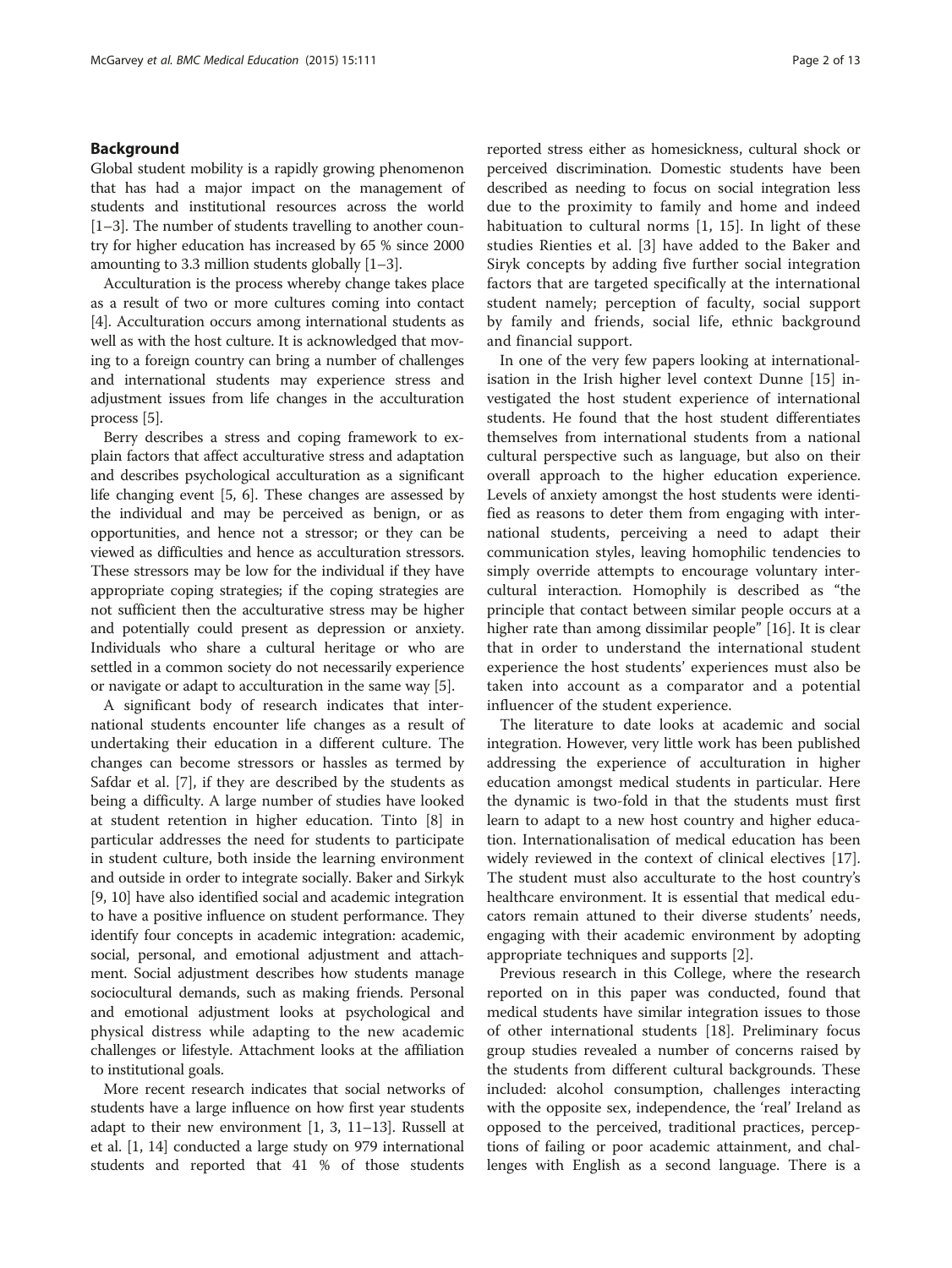## Background

Global student mobility is a rapidly growing phenomenon that has had a major impact on the management of students and institutional resources across the world [1–3]. The number of students travelling to another country for higher education has increased by 65 % since 2000 amounting to 3.3 million students globally [1–3].

Acculturation is the process whereby change takes place as a result of two or more cultures coming into contact [4]. Acculturation occurs among international students as well as with the host culture. It is acknowledged that moving to a foreign country can bring a number of challenges and international students may experience stress and adjustment issues from life changes in the acculturation process [5].

Berry describes a stress and coping framework to explain factors that affect acculturative stress and adaptation and describes psychological acculturation as a significant life changing event [5, 6]. These changes are assessed by the individual and may be perceived as benign, or as opportunities, and hence not a stressor; or they can be viewed as difficulties and hence as acculturation stressors. These stressors may be low for the individual if they have appropriate coping strategies; if the coping strategies are not sufficient then the acculturative stress may be higher and potentially could present as depression or anxiety. Individuals who share a cultural heritage or who are settled in a common society do not necessarily experience or navigate or adapt to acculturation in the same way [5].

A significant body of research indicates that international students encounter life changes as a result of undertaking their education in a different culture. The changes can become stressors or hassles as termed by Safdar et al. [7], if they are described by the students as being a difficulty. A large number of studies have looked at student retention in higher education. Tinto [8] in particular addresses the need for students to participate in student culture, both inside the learning environment and outside in order to integrate socially. Baker and Sirkyk [9, 10] have also identified social and academic integration to have a positive influence on student performance. They identify four concepts in academic integration: academic, social, personal, and emotional adjustment and attachment. Social adjustment describes how students manage sociocultural demands, such as making friends. Personal and emotional adjustment looks at psychological and physical distress while adapting to the new academic challenges or lifestyle. Attachment looks at the affiliation to institutional goals.

More recent research indicates that social networks of students have a large influence on how first year students adapt to their new environment [1, 3, 11–13]. Russell at et al. [1, 14] conducted a large study on 979 international students and reported that 41 % of those students reported stress either as homesickness, cultural shock or perceived discrimination. Domestic students have been described as needing to focus on social integration less due to the proximity to family and home and indeed habituation to cultural norms [1, 15]. In light of these studies Rienties et al. [3] have added to the Baker and Siryk concepts by adding five further social integration factors that are targeted specifically at the international student namely; perception of faculty, social support by family and friends, social life, ethnic background and financial support.

In one of the very few papers looking at internationalisation in the Irish higher level context Dunne [15] investigated the host student experience of international students. He found that the host student differentiates themselves from international students from a national cultural perspective such as language, but also on their overall approach to the higher education experience. Levels of anxiety amongst the host students were identified as reasons to deter them from engaging with international students, perceiving a need to adapt their communication styles, leaving homophilic tendencies to simply override attempts to encourage voluntary intercultural interaction. Homophily is described as "the principle that contact between similar people occurs at a higher rate than among dissimilar people" [16]. It is clear that in order to understand the international student experience the host students' experiences must also be taken into account as a comparator and a potential influencer of the student experience.

The literature to date looks at academic and social integration. However, very little work has been published addressing the experience of acculturation in higher education amongst medical students in particular. Here the dynamic is two-fold in that the students must first learn to adapt to a new host country and higher education. Internationalisation of medical education has been widely reviewed in the context of clinical electives [17]. The student must also acculturate to the host country's healthcare environment. It is essential that medical educators remain attuned to their diverse students' needs, engaging with their academic environment by adopting appropriate techniques and supports [2].

Previous research in this College, where the research reported on in this paper was conducted, found that medical students have similar integration issues to those of other international students [18]. Preliminary focus group studies revealed a number of concerns raised by the students from different cultural backgrounds. These included: alcohol consumption, challenges interacting with the opposite sex, independence, the 'real' Ireland as opposed to the perceived, traditional practices, perceptions of failing or poor academic attainment, and challenges with English as a second language. There is a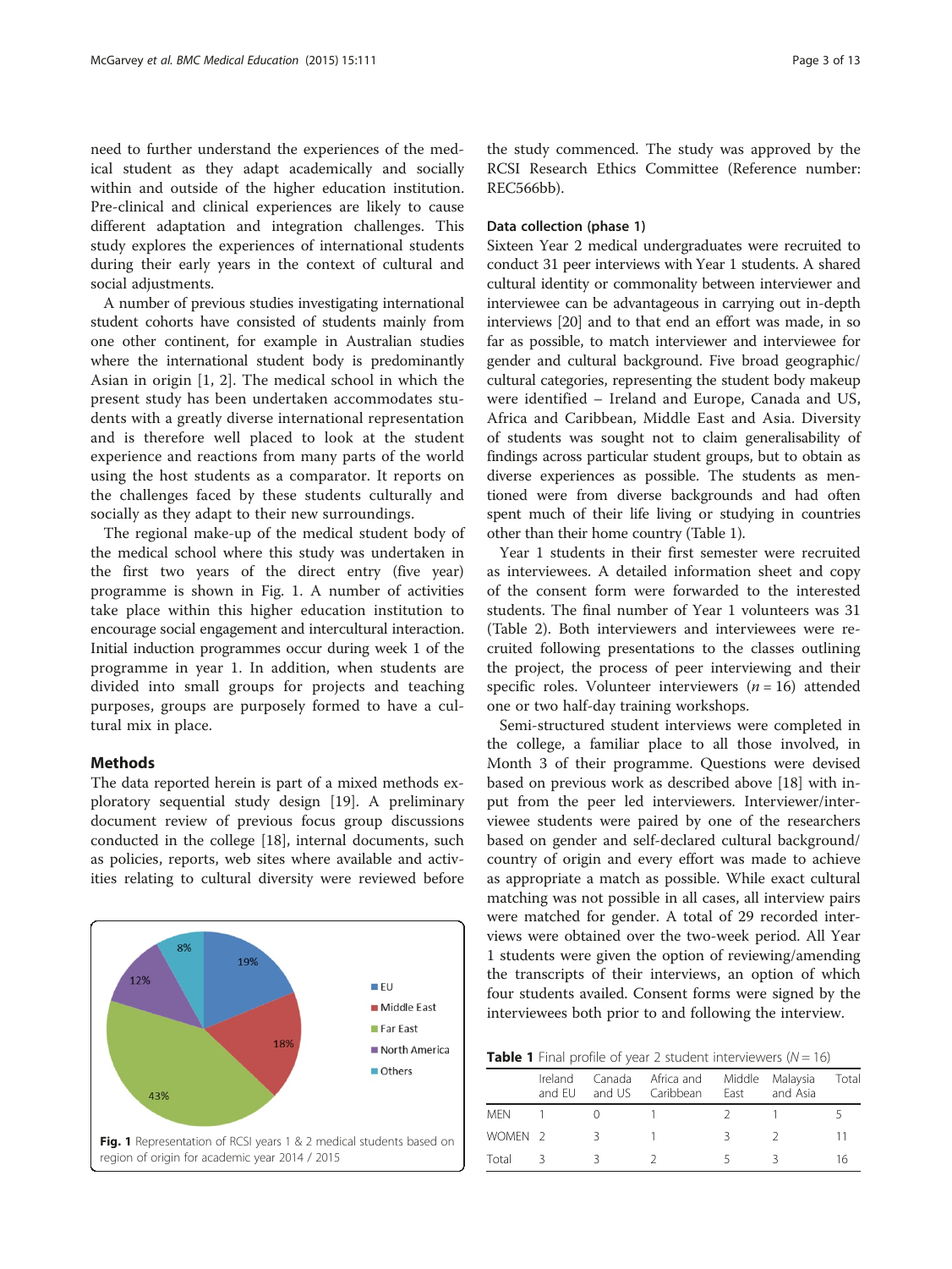need to further understand the experiences of the medical student as they adapt academically and socially within and outside of the higher education institution. Pre-clinical and clinical experiences are likely to cause different adaptation and integration challenges. This study explores the experiences of international students during their early years in the context of cultural and social adjustments.

A number of previous studies investigating international student cohorts have consisted of students mainly from one other continent, for example in Australian studies where the international student body is predominantly Asian in origin [1, 2]. The medical school in which the present study has been undertaken accommodates students with a greatly diverse international representation and is therefore well placed to look at the student experience and reactions from many parts of the world using the host students as a comparator. It reports on the challenges faced by these students culturally and socially as they adapt to their new surroundings.

The regional make-up of the medical student body of the medical school where this study was undertaken in the first two years of the direct entry (five year) programme is shown in Fig. 1. A number of activities take place within this higher education institution to encourage social engagement and intercultural interaction. Initial induction programmes occur during week 1 of the programme in year 1. In addition, when students are divided into small groups for projects and teaching purposes, groups are purposely formed to have a cultural mix in place.

## Methods

The data reported herein is part of a mixed methods exploratory sequential study design [19]. A preliminary document review of previous focus group discussions conducted in the college [18], internal documents, such as policies, reports, web sites where available and activities relating to cultural diversity were reviewed before the study commenced. The study was approved by the RCSI Research Ethics Committee (Reference number: REC566bb).

**Fig. 1** Representation of RCSI years 1 & 2 medical students based on region of origin for academic year 2014 / 2015

### Data collection (phase 1)

Sixteen Year 2 medical undergraduates were recruited to conduct 31 peer interviews with Year 1 students. A shared cultural identity or commonality between interviewer and interviewee can be advantageous in carrying out in-depth interviews [20] and to that end an effort was made, in so far as possible, to match interviewer and interviewee for gender and cultural background. Five broad geographic/cultural categories, representing the student body makeup were identified – Ireland and Europe, Canada and US, Africa and Caribbean, Middle East and Asia. Diversity of students was sought not to claim generalisability of findings across particular student groups, but to obtain as diverse experiences as possible. The students as mentioned were from diverse backgrounds and had often spent much of their life living or studying in countries other than their home country (Table 1).

Year 1 students in their first semester were recruited as interviewees. A detailed information sheet and copy of the consent form were forwarded to the interested students. The final number of Year 1 volunteers was 31 (Table 2). Both interviewers and interviewees were recruited following presentations to the classes outlining the project, the process of peer interviewing and their specific roles. Volunteer interviewers ($n = 16$) attended one or two half-day training workshops.

Semi-structured student interviews were completed in the college, a familiar place to all those involved, in Month 3 of their programme. Questions were devised based on previous work as described above [18] with input from the peer led interviewers. Interviewer/interviewee students were paired by one of the researchers based on gender and self-declared cultural background/country of origin and every effort was made to achieve as appropriate a match as possible. While exact cultural matching was not possible in all cases, all interview pairs were matched for gender. A total of 29 recorded interviews were obtained over the two-week period. All Year 1 students were given the option of reviewing/amending the transcripts of their interviews, an option of which four students availed. Consent forms were signed by the interviewees both prior to and following the interview.

**Table 1** Final profile of year 2 student interviewers ($N = 16$)

| | Ireland and EU | Canada and US | Africa and Caribbean | Middle East | Malaysia and Asia | Total |
|---|---|---|---|---|---|---|
| MEN | 1 | 0 | 1 | 2 | 1 | 5 |
| WOMEN | 2 | 3 | 1 | 3 | 2 | 11 |
| Total | 3 | 3 | 2 | 5 | 3 | 16 |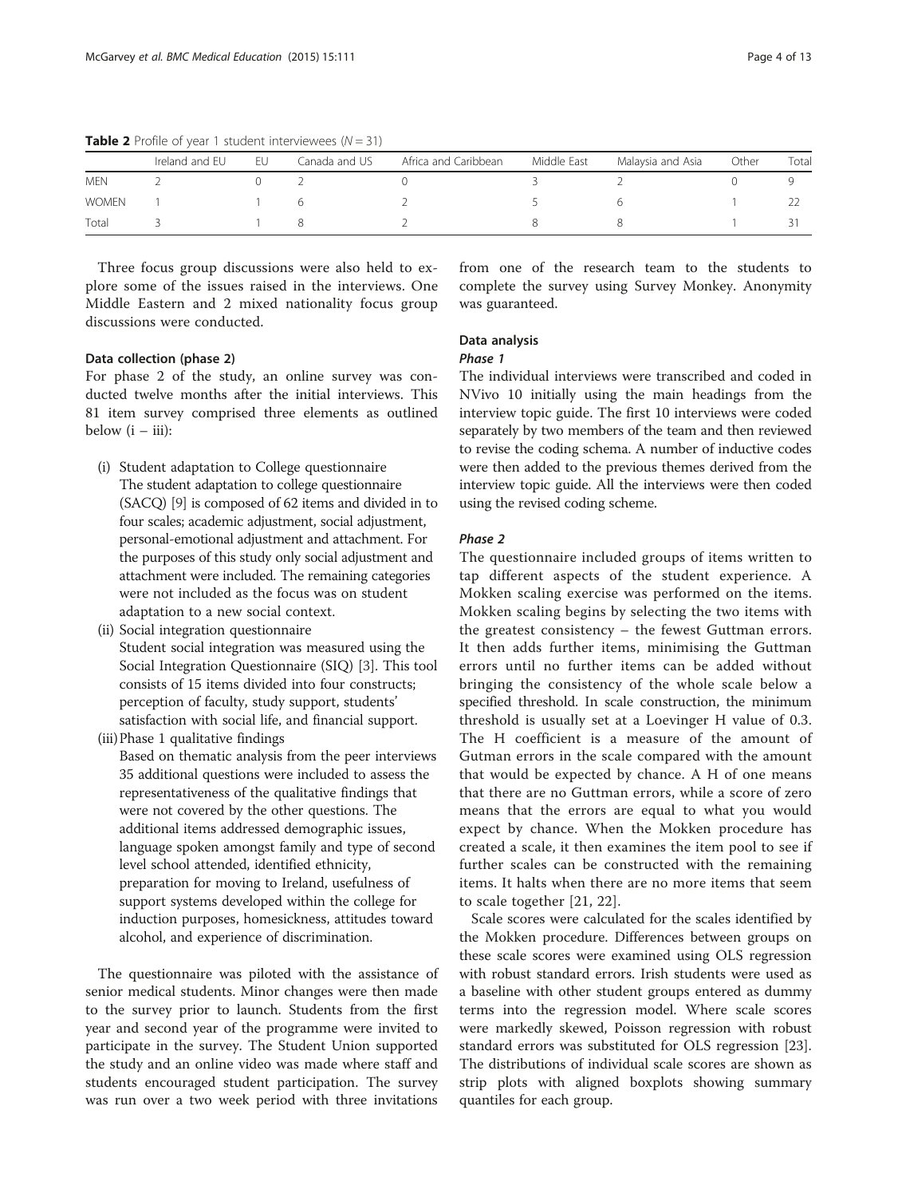**Table 2** Profile of year 1 student interviewees ($N = 31$)

| | Ireland and EU | EU | Canada and US | Africa and Caribbean | Middle East | Malaysia and Asia | Other | Total |
|---|---|---|---|---|---|---|---|---|
| MEN | 2 | 0 | 2 | 0 | 3 | 2 | 0 | 9 |
| WOMEN | 1 | 1 | 6 | 2 | 5 | 6 | 1 | 22 |
| Total | 3 | 1 | 8 | 2 | 8 | 8 | 1 | 31 |

Three focus group discussions were also held to explore some of the issues raised in the interviews. One Middle Eastern and 2 mixed nationality focus group discussions were conducted.

#### Data collection (phase 2)

For phase 2 of the study, an online survey was conducted twelve months after the initial interviews. This 81 item survey comprised three elements as outlined below (i – iii):

(i) Student adaptation to College questionnaire
The student adaptation to college questionnaire (SACQ) [9] is composed of 62 items and divided in to four scales; academic adjustment, social adjustment, personal-emotional adjustment and attachment. For the purposes of this study only social adjustment and attachment were included. The remaining categories were not included as the focus was on student adaptation to a new social context.

(ii) Social integration questionnaire
Student social integration was measured using the Social Integration Questionnaire (SIQ) [3]. This tool consists of 15 items divided into four constructs; perception of faculty, study support, students' satisfaction with social life, and financial support.

(iii) Phase 1 qualitative findings
Based on thematic analysis from the peer interviews 35 additional questions were included to assess the representativeness of the qualitative findings that were not covered by the other questions. The additional items addressed demographic issues, language spoken amongst family and type of second level school attended, identified ethnicity, preparation for moving to Ireland, usefulness of support systems developed within the college for induction purposes, homesickness, attitudes toward alcohol, and experience of discrimination.

The questionnaire was piloted with the assistance of senior medical students. Minor changes were then made to the survey prior to launch. Students from the first year and second year of the programme were invited to participate in the survey. The Student Union supported the study and an online video was made where staff and students encouraged student participation. The survey was run over a two week period with three invitations from one of the research team to the students to complete the survey using Survey Monkey. Anonymity was guaranteed.

#### Data analysis

##### *Phase 1*

The individual interviews were transcribed and coded in NVivo 10 initially using the main headings from the interview topic guide. The first 10 interviews were coded separately by two members of the team and then reviewed to revise the coding schema. A number of inductive codes were then added to the previous themes derived from the interview topic guide. All the interviews were then coded using the revised coding scheme.

##### *Phase 2*

The questionnaire included groups of items written to tap different aspects of the student experience. A Mokken scaling exercise was performed on the items. Mokken scaling begins by selecting the two items with the greatest consistency – the fewest Guttman errors. It then adds further items, minimising the Guttman errors until no further items can be added without bringing the consistency of the whole scale below a specified threshold. In scale construction, the minimum threshold is usually set at a Loevinger H value of 0.3. The H coefficient is a measure of the amount of Gutman errors in the scale compared with the amount that would be expected by chance. A H of one means that there are no Guttman errors, while a score of zero means that the errors are equal to what you would expect by chance. When the Mokken procedure has created a scale, it then examines the item pool to see if further scales can be constructed with the remaining items. It halts when there are no more items that seem to scale together [21, 22].

Scale scores were calculated for the scales identified by the Mokken procedure. Differences between groups on these scale scores were examined using OLS regression with robust standard errors. Irish students were used as a baseline with other student groups entered as dummy terms into the regression model. Where scale scores were markedly skewed, Poisson regression with robust standard errors was substituted for OLS regression [23]. The distributions of individual scale scores are shown as strip plots with aligned boxplots showing summary quantiles for each group.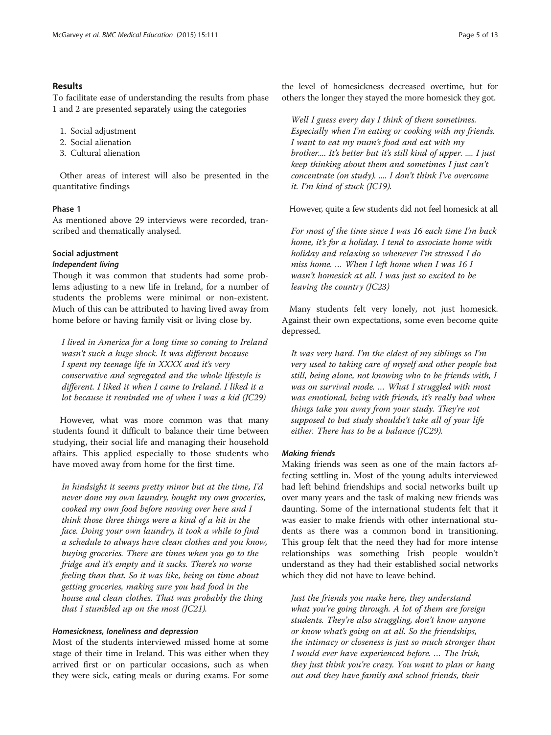## Results

To facilitate ease of understanding the results from phase 1 and 2 are presented separately using the categories

1. Social adjustment
2. Social alienation
3. Cultural alienation

Other areas of interest will also be presented in the quantitative findings

### Phase 1

As mentioned above 29 interviews were recorded, transcribed and thematically analysed.

### Social adjustment

#### *Independent living*

Though it was common that students had some problems adjusting to a new life in Ireland, for a number of students the problems were minimal or non-existent. Much of this can be attributed to having lived away from home before or having family visit or living close by.

> *I lived in America for a long time so coming to Ireland wasn't such a huge shock. It was different because I spent my teenage life in XXXX and it's very conservative and segregated and the whole lifestyle is different. I liked it when I came to Ireland. I liked it a lot because it reminded me of when I was a kid (JC29)*

However, what was more common was that many students found it difficult to balance their time between studying, their social life and managing their household affairs. This applied especially to those students who have moved away from home for the first time.

> *In hindsight it seems pretty minor but at the time, I'd never done my own laundry, bought my own groceries, cooked my own food before moving over here and I think those three things were a kind of a hit in the face. Doing your own laundry, it took a while to find a schedule to always have clean clothes and you know, buying groceries. There are times when you go to the fridge and it's empty and it sucks. There's no worse feeling than that. So it was like, being on time about getting groceries, making sure you had food in the house and clean clothes. That was probably the thing that I stumbled up on the most (JC21).*

#### *Homesickness, loneliness and depression*

Most of the students interviewed missed home at some stage of their time in Ireland. This was either when they arrived first or on particular occasions, such as when they were sick, eating meals or during exams. For some the level of homesickness decreased overtime, but for others the longer they stayed the more homesick they got.

> *Well I guess every day I think of them sometimes. Especially when I'm eating or cooking with my friends. I want to eat my mum's food and eat with my brother.... It's better but it's still kind of upper. .... I just keep thinking about them and sometimes I just can't concentrate (on study). .... I don't think I've overcome it. I'm kind of stuck (JC19).*

However, quite a few students did not feel homesick at all

> *For most of the time since I was 16 each time I'm back home, it's for a holiday. I tend to associate home with holiday and relaxing so whenever I'm stressed I do miss home. … When I left home when I was 16 I wasn't homesick at all. I was just so excited to be leaving the country (JC23)*

Many students felt very lonely, not just homesick. Against their own expectations, some even become quite depressed.

> *It was very hard. I'm the eldest of my siblings so I'm very used to taking care of myself and other people but still, being alone, not knowing who to be friends with, I was on survival mode. … What I struggled with most was emotional, being with friends, it's really bad when things take you away from your study. They're not supposed to but study shouldn't take all of your life either. There has to be a balance (JC29).*

#### *Making friends*

Making friends was seen as one of the main factors affecting settling in. Most of the young adults interviewed had left behind friendships and social networks built up over many years and the task of making new friends was daunting. Some of the international students felt that it was easier to make friends with other international students as there was a common bond in transitioning. This group felt that the need they had for more intense relationships was something Irish people wouldn't understand as they had their established social networks which they did not have to leave behind.

> *Just the friends you make here, they understand what you're going through. A lot of them are foreign students. They're also struggling, don't know anyone or know what's going on at all. So the friendships, the intimacy or closeness is just so much stronger than I would ever have experienced before. … The Irish, they just think you're crazy. You want to plan or hang out and they have family and school friends, their*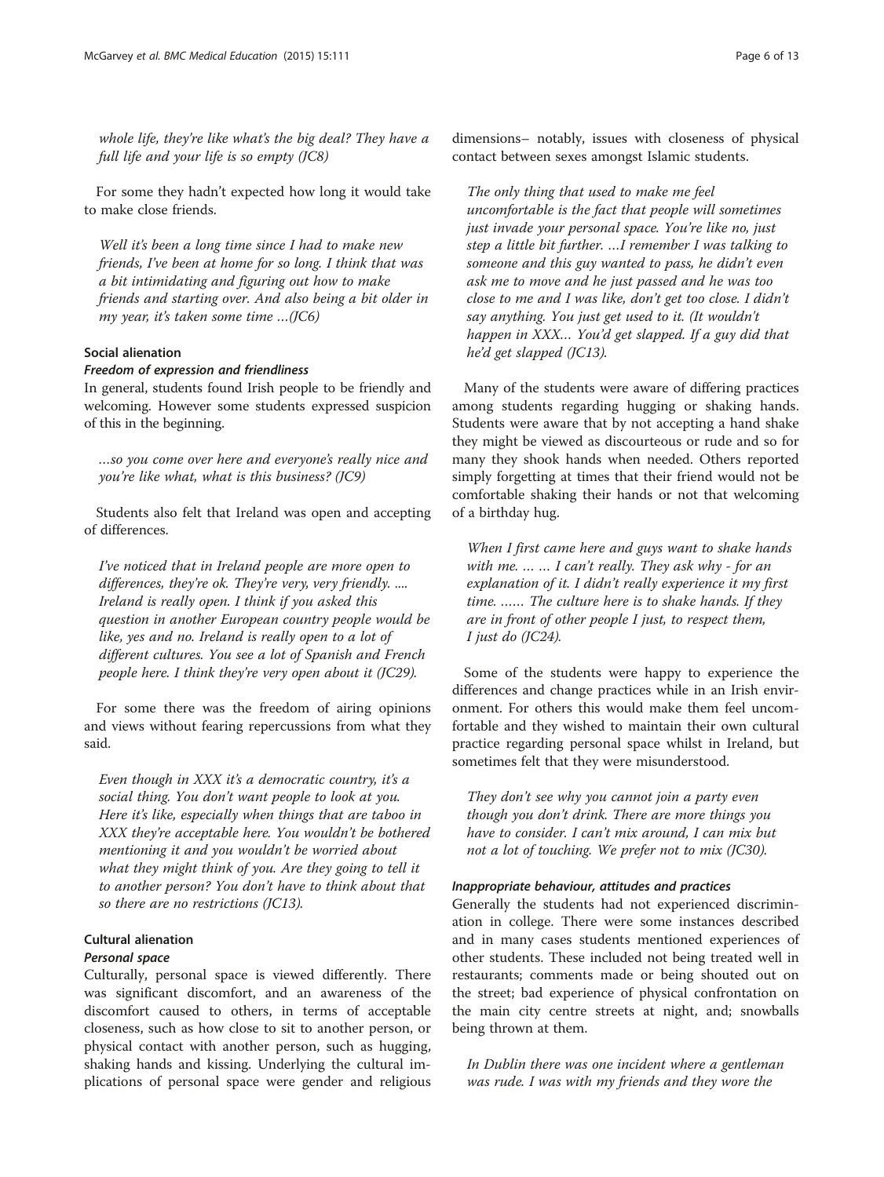*whole life, they're like what's the big deal? They have a full life and your life is so empty (JC8)*

For some they hadn't expected how long it would take to make close friends.

*Well it's been a long time since I had to make new friends, I've been at home for so long. I think that was a bit intimidating and figuring out how to make friends and starting over. And also being a bit older in my year, it's taken some time …(JC6)*

### Social alienation

#### Freedom of expression and friendliness

In general, students found Irish people to be friendly and welcoming. However some students expressed suspicion of this in the beginning.

*…so you come over here and everyone's really nice and you're like what, what is this business? (JC9)*

Students also felt that Ireland was open and accepting of differences.

*I've noticed that in Ireland people are more open to differences, they're ok. They're very, very friendly. .... Ireland is really open. I think if you asked this question in another European country people would be like, yes and no. Ireland is really open to a lot of different cultures. You see a lot of Spanish and French people here. I think they're very open about it (JC29).*

For some there was the freedom of airing opinions and views without fearing repercussions from what they said.

*Even though in XXX it's a democratic country, it's a social thing. You don't want people to look at you. Here it's like, especially when things that are taboo in XXX they're acceptable here. You wouldn't be bothered mentioning it and you wouldn't be worried about what they might think of you. Are they going to tell it to another person? You don't have to think about that so there are no restrictions (JC13).*

### Cultural alienation

#### Personal space

Culturally, personal space is viewed differently. There was significant discomfort, and an awareness of the discomfort caused to others, in terms of acceptable closeness, such as how close to sit to another person, or physical contact with another person, such as hugging, shaking hands and kissing. Underlying the cultural implications of personal space were gender and religious dimensions– notably, issues with closeness of physical contact between sexes amongst Islamic students.

*The only thing that used to make me feel uncomfortable is the fact that people will sometimes just invade your personal space. You're like no, just step a little bit further. …I remember I was talking to someone and this guy wanted to pass, he didn't even ask me to move and he just passed and he was too close to me and I was like, don't get too close. I didn't say anything. You just get used to it. (It wouldn't happen in XXX… You'd get slapped. If a guy did that he'd get slapped (JC13).*

Many of the students were aware of differing practices among students regarding hugging or shaking hands. Students were aware that by not accepting a hand shake they might be viewed as discourteous or rude and so for many they shook hands when needed. Others reported simply forgetting at times that their friend would not be comfortable shaking their hands or not that welcoming of a birthday hug.

*When I first came here and guys want to shake hands with me. … … I can't really. They ask why - for an explanation of it. I didn't really experience it my first time. …… The culture here is to shake hands. If they are in front of other people I just, to respect them, I just do (JC24).*

Some of the students were happy to experience the differences and change practices while in an Irish environment. For others this would make them feel uncomfortable and they wished to maintain their own cultural practice regarding personal space whilst in Ireland, but sometimes felt that they were misunderstood.

*They don't see why you cannot join a party even though you don't drink. There are more things you have to consider. I can't mix around, I can mix but not a lot of touching. We prefer not to mix (JC30).*

#### Inappropriate behaviour, attitudes and practices

Generally the students had not experienced discrimination in college. There were some instances described and in many cases students mentioned experiences of other students. These included not being treated well in restaurants; comments made or being shouted out on the street; bad experience of physical confrontation on the main city centre streets at night, and; snowballs being thrown at them.

*In Dublin there was one incident where a gentleman was rude. I was with my friends and they wore the*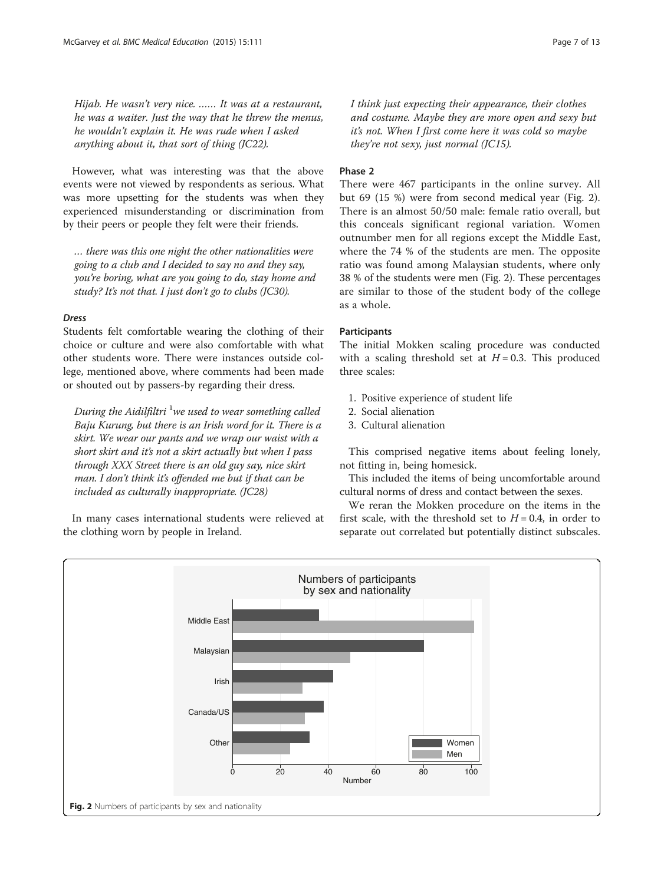*Hijab. He wasn't very nice. …… It was at a restaurant, he was a waiter. Just the way that he threw the menus, he wouldn't explain it. He was rude when I asked anything about it, that sort of thing (JC22).*

However, what was interesting was that the above events were not viewed by respondents as serious. What was more upsetting for the students was when they experienced misunderstanding or discrimination from by their peers or people they felt were their friends.

*… there was this one night the other nationalities were going to a club and I decided to say no and they say, you're boring, what are you going to do, stay home and study? It's not that. I just don't go to clubs (JC30).*

#### *Dress*

Students felt comfortable wearing the clothing of their choice or culture and were also comfortable with what other students wore. There were instances outside college, mentioned above, where comments had been made or shouted out by passers-by regarding their dress.

*During the Aidilfiltri [1]we used to wear something called Baju Kurung, but there is an Irish word for it. There is a skirt. We wear our pants and we wrap our waist with a short skirt and it's not a skirt actually but when I pass through XXX Street there is an old guy say, nice skirt man. I don't think it's offended me but if that can be included as culturally inappropriate. (JC28)*

In many cases international students were relieved at the clothing worn by people in Ireland.

*I think just expecting their appearance, their clothes and costume. Maybe they are more open and sexy but it's not. When I first come here it was cold so maybe they're not sexy, just normal (JC15).*

### Phase 2

There were 467 participants in the online survey. All but 69 (15 %) were from second medical year (Fig. 2). There is an almost 50/50 male: female ratio overall, but this conceals significant regional variation. Women outnumber men for all regions except the Middle East, where the 74 % of the students are men. The opposite ratio was found among Malaysian students, where only 38 % of the students were men (Fig. 2). These percentages are similar to those of the student body of the college as a whole.

#### Participants

The initial Mokken scaling procedure was conducted with a scaling threshold set at $H = 0.3$. This produced three scales:

1. Positive experience of student life
2. Social alienation
3. Cultural alienation

This comprised negative items about feeling lonely, not fitting in, being homesick.

This included the items of being uncomfortable around cultural norms of dress and contact between the sexes.

We reran the Mokken procedure on the items in the first scale, with the threshold set to $H = 0.4$, in order to separate out correlated but potentially distinct subscales.

**Fig. 2** Numbers of participants by sex and nationality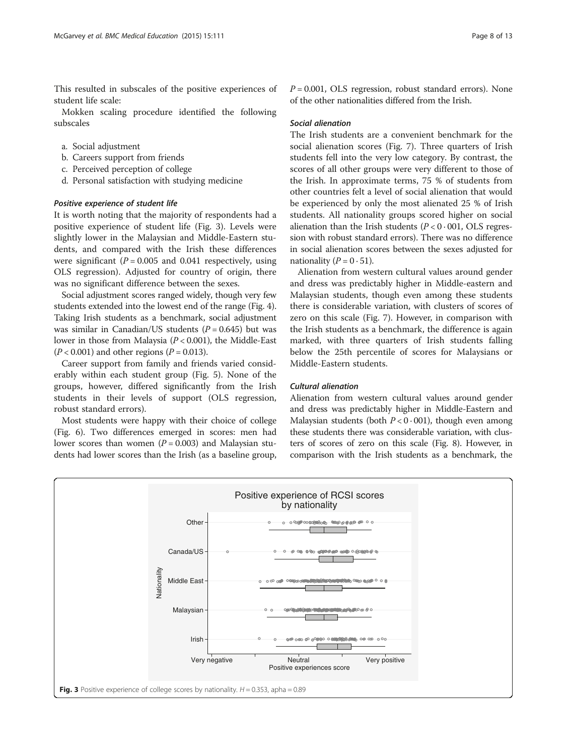This resulted in subscales of the positive experiences of student life scale:

Mokken scaling procedure identified the following subscales

a. Social adjustment
b. Careers support from friends
c. Perceived perception of college
d. Personal satisfaction with studying medicine

#### *Positive experience of student life*

It is worth noting that the majority of respondents had a positive experience of student life (Fig. 3). Levels were slightly lower in the Malaysian and Middle-Eastern students, and compared with the Irish these differences were significant ($P = 0.005$ and 0.041 respectively, using OLS regression). Adjusted for country of origin, there was no significant difference between the sexes.

Social adjustment scores ranged widely, though very few students extended into the lowest end of the range (Fig. 4). Taking Irish students as a benchmark, social adjustment was similar in Canadian/US students ($P = 0.645$) but was lower in those from Malaysia ($P < 0.001$), the Middle-East ($P < 0.001$) and other regions ($P = 0.013$).

Career support from family and friends varied considerably within each student group (Fig. 5). None of the groups, however, differed significantly from the Irish students in their levels of support (OLS regression, robust standard errors).

Most students were happy with their choice of college (Fig. 6). Two differences emerged in scores: men had lower scores than women ($P = 0.003$) and Malaysian students had lower scores than the Irish (as a baseline group, $P = 0.001$, OLS regression, robust standard errors). None of the other nationalities differed from the Irish.

#### *Social alienation*

The Irish students are a convenient benchmark for the social alienation scores (Fig. 7). Three quarters of Irish students fell into the very low category. By contrast, the scores of all other groups were very different to those of the Irish. In approximate terms, 75 % of students from other countries felt a level of social alienation that would be experienced by only the most alienated 25 % of Irish students. All nationality groups scored higher on social alienation than the Irish students ($P < 0 \cdot 001$, OLS regression with robust standard errors). There was no difference in social alienation scores between the sexes adjusted for nationality ($P = 0 \cdot 51$).

Alienation from western cultural values around gender and dress was predictably higher in Middle-eastern and Malaysian students, though even among these students there is considerable variation, with clusters of scores of zero on this scale (Fig. 7). However, in comparison with the Irish students as a benchmark, the difference is again marked, with three quarters of Irish students falling below the 25th percentile of scores for Malaysians or Middle-Eastern students.

#### *Cultural alienation*

Alienation from western cultural values around gender and dress was predictably higher in Middle-Eastern and Malaysian students (both $P < 0 \cdot 001$), though even among these students there was considerable variation, with clusters of scores of zero on this scale (Fig. 8). However, in comparison with the Irish students as a benchmark, the

**Fig. 3** Positive experience of college scores by nationality. $H = 0.353$, apha = 0.89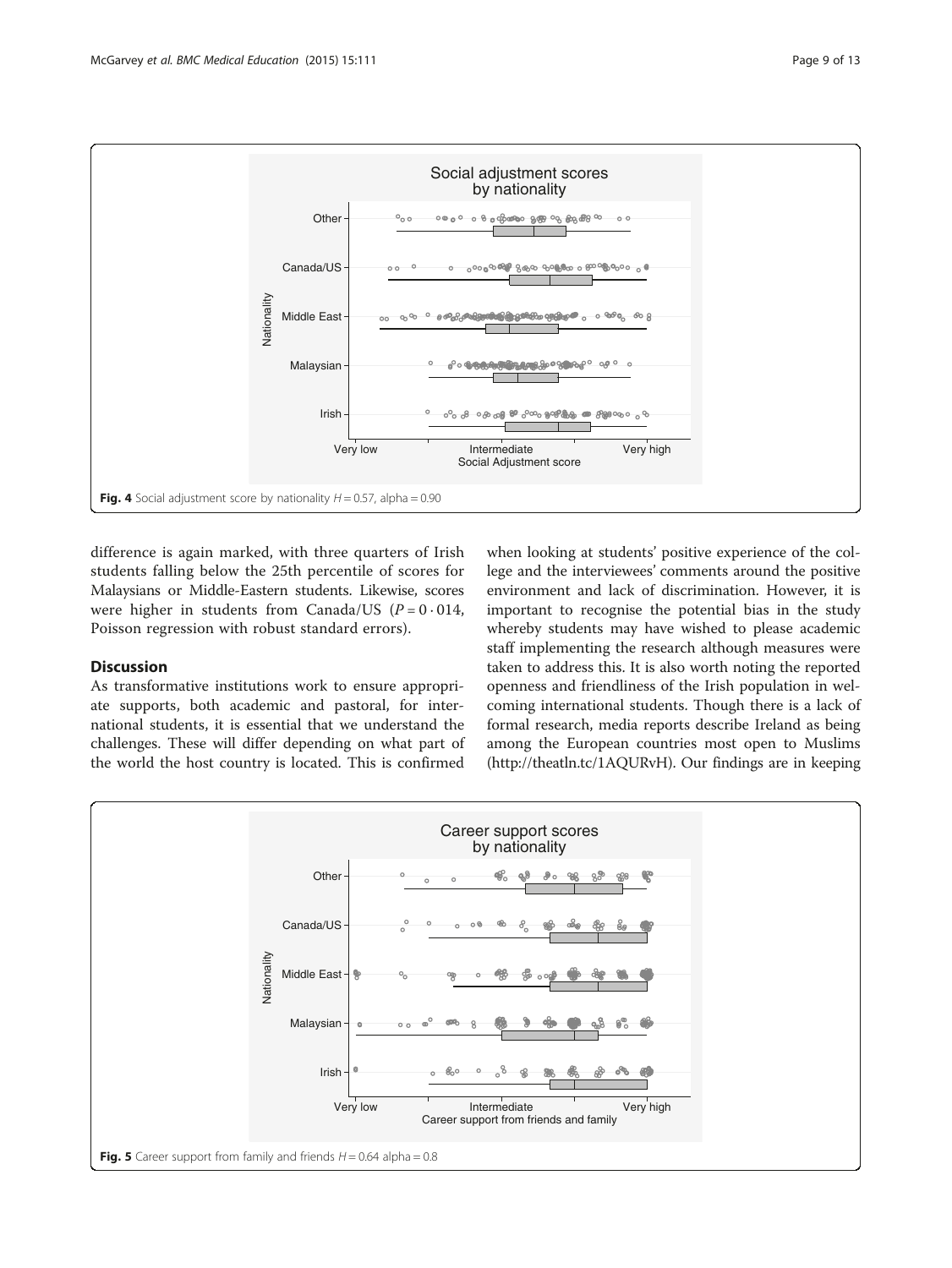**Fig. 4** Social adjustment score by nationality $H = 0.57$, alpha = 0.90

difference is again marked, with three quarters of Irish students falling below the 25th percentile of scores for Malaysians or Middle-Eastern students. Likewise, scores were higher in students from Canada/US ($P = 0 \cdot 014$, Poisson regression with robust standard errors).

## Discussion

As transformative institutions work to ensure appropriate supports, both academic and pastoral, for international students, it is essential that we understand the challenges. These will differ depending on what part of the world the host country is located. This is confirmed when looking at students' positive experience of the college and the interviewees' comments around the positive environment and lack of discrimination. However, it is important to recognise the potential bias in the study whereby students may have wished to please academic staff implementing the research although measures were taken to address this. It is also worth noting the reported openness and friendliness of the Irish population in welcoming international students. Though there is a lack of formal research, media reports describe Ireland as being among the European countries most open to Muslims (http://theatln.tc/1AQURvH). Our findings are in keeping

**Fig. 5** Career support from family and friends $H = 0.64$ alpha = 0.8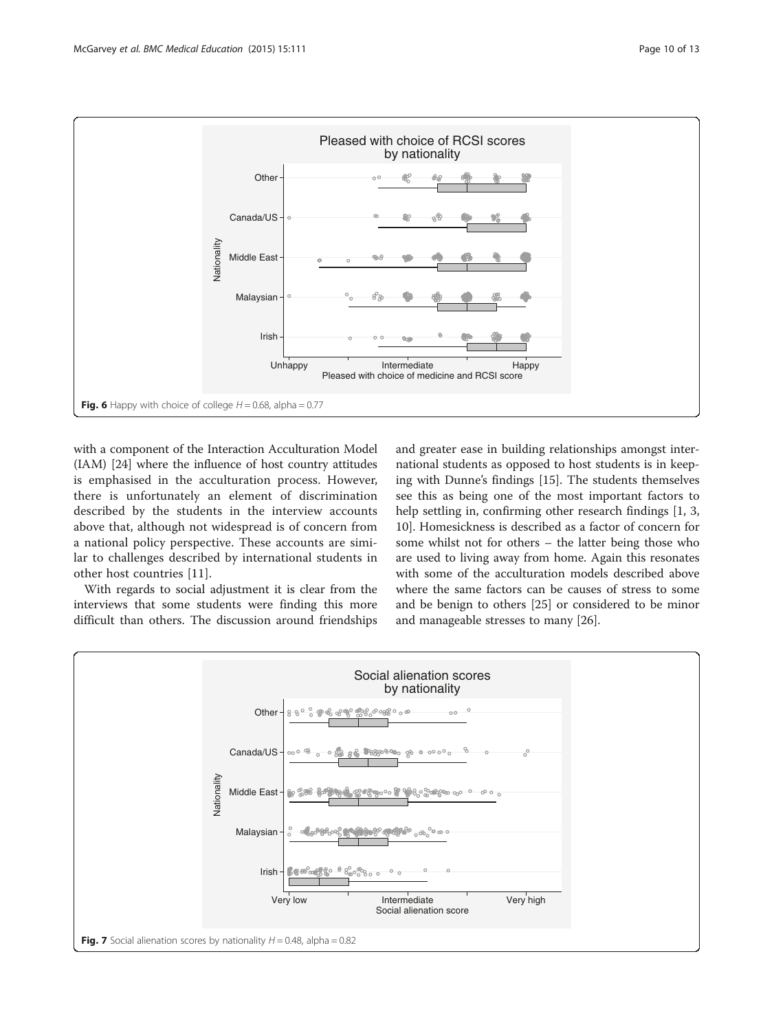Fig. 6 Happy with choice of college $H = 0.68$, alpha = 0.77

with a component of the Interaction Acculturation Model (IAM) [24] where the influence of host country attitudes is emphasised in the acculturation process. However, there is unfortunately an element of discrimination described by the students in the interview accounts above that, although not widespread is of concern from a national policy perspective. These accounts are similar to challenges described by international students in other host countries [11].

With regards to social adjustment it is clear from the interviews that some students were finding this more difficult than others. The discussion around friendships and greater ease in building relationships amongst international students as opposed to host students is in keeping with Dunne's findings [15]. The students themselves see this as being one of the most important factors to help settling in, confirming other research findings [1, 3, 10]. Homesickness is described as a factor of concern for some whilst not for others – the latter being those who are used to living away from home. Again this resonates with some of the acculturation models described above where the same factors can be causes of stress to some and be benign to others [25] or considered to be minor and manageable stresses to many [26].

Fig. 7 Social alienation scores by nationality $H = 0.48$, alpha = 0.82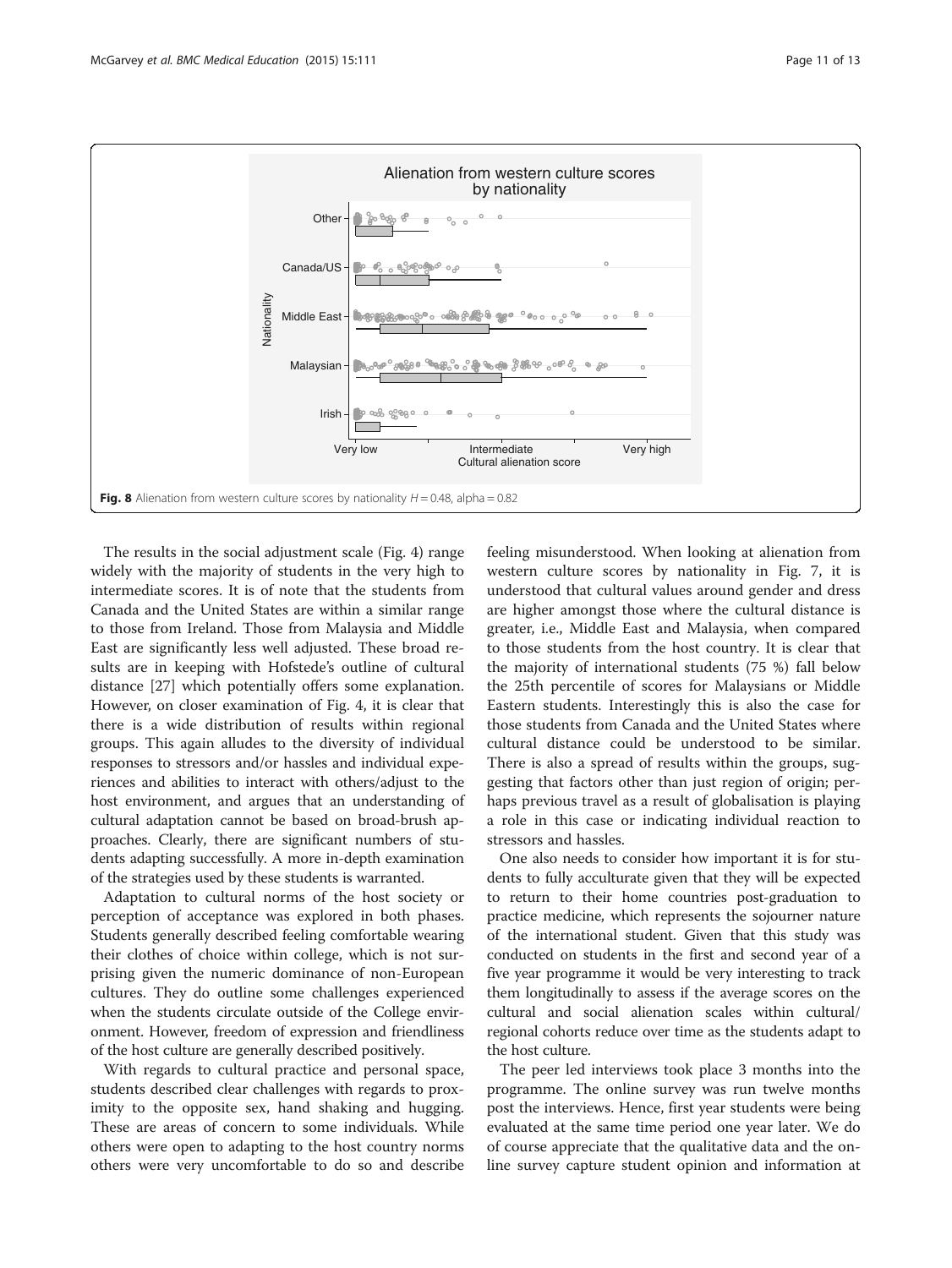**Fig. 8** Alienation from western culture scores by nationality $H = 0.48$, alpha = 0.82

The results in the social adjustment scale (Fig. 4) range widely with the majority of students in the very high to intermediate scores. It is of note that the students from Canada and the United States are within a similar range to those from Ireland. Those from Malaysia and Middle East are significantly less well adjusted. These broad results are in keeping with Hofstede's outline of cultural distance [27] which potentially offers some explanation. However, on closer examination of Fig. 4, it is clear that there is a wide distribution of results within regional groups. This again alludes to the diversity of individual responses to stressors and/or hassles and individual experiences and abilities to interact with others/adjust to the host environment, and argues that an understanding of cultural adaptation cannot be based on broad-brush approaches. Clearly, there are significant numbers of students adapting successfully. A more in-depth examination of the strategies used by these students is warranted.

Adaptation to cultural norms of the host society or perception of acceptance was explored in both phases. Students generally described feeling comfortable wearing their clothes of choice within college, which is not surprising given the numeric dominance of non-European cultures. They do outline some challenges experienced when the students circulate outside of the College environment. However, freedom of expression and friendliness of the host culture are generally described positively.

With regards to cultural practice and personal space, students described clear challenges with regards to proximity to the opposite sex, hand shaking and hugging. These are areas of concern to some individuals. While others were open to adapting to the host country norms others were very uncomfortable to do so and describe feeling misunderstood. When looking at alienation from western culture scores by nationality in Fig. 7, it is understood that cultural values around gender and dress are higher amongst those where the cultural distance is greater, i.e., Middle East and Malaysia, when compared to those students from the host country. It is clear that the majority of international students (75 %) fall below the 25th percentile of scores for Malaysians or Middle Eastern students. Interestingly this is also the case for those students from Canada and the United States where cultural distance could be understood to be similar. There is also a spread of results within the groups, suggesting that factors other than just region of origin; perhaps previous travel as a result of globalisation is playing a role in this case or indicating individual reaction to stressors and hassles.

One also needs to consider how important it is for students to fully acculturate given that they will be expected to return to their home countries post-graduation to practice medicine, which represents the sojourner nature of the international student. Given that this study was conducted on students in the first and second year of a five year programme it would be very interesting to track them longitudinally to assess if the average scores on the cultural and social alienation scales within cultural/regional cohorts reduce over time as the students adapt to the host culture.

The peer led interviews took place 3 months into the programme. The online survey was run twelve months post the interviews. Hence, first year students were being evaluated at the same time period one year later. We do of course appreciate that the qualitative data and the online survey capture student opinion and information at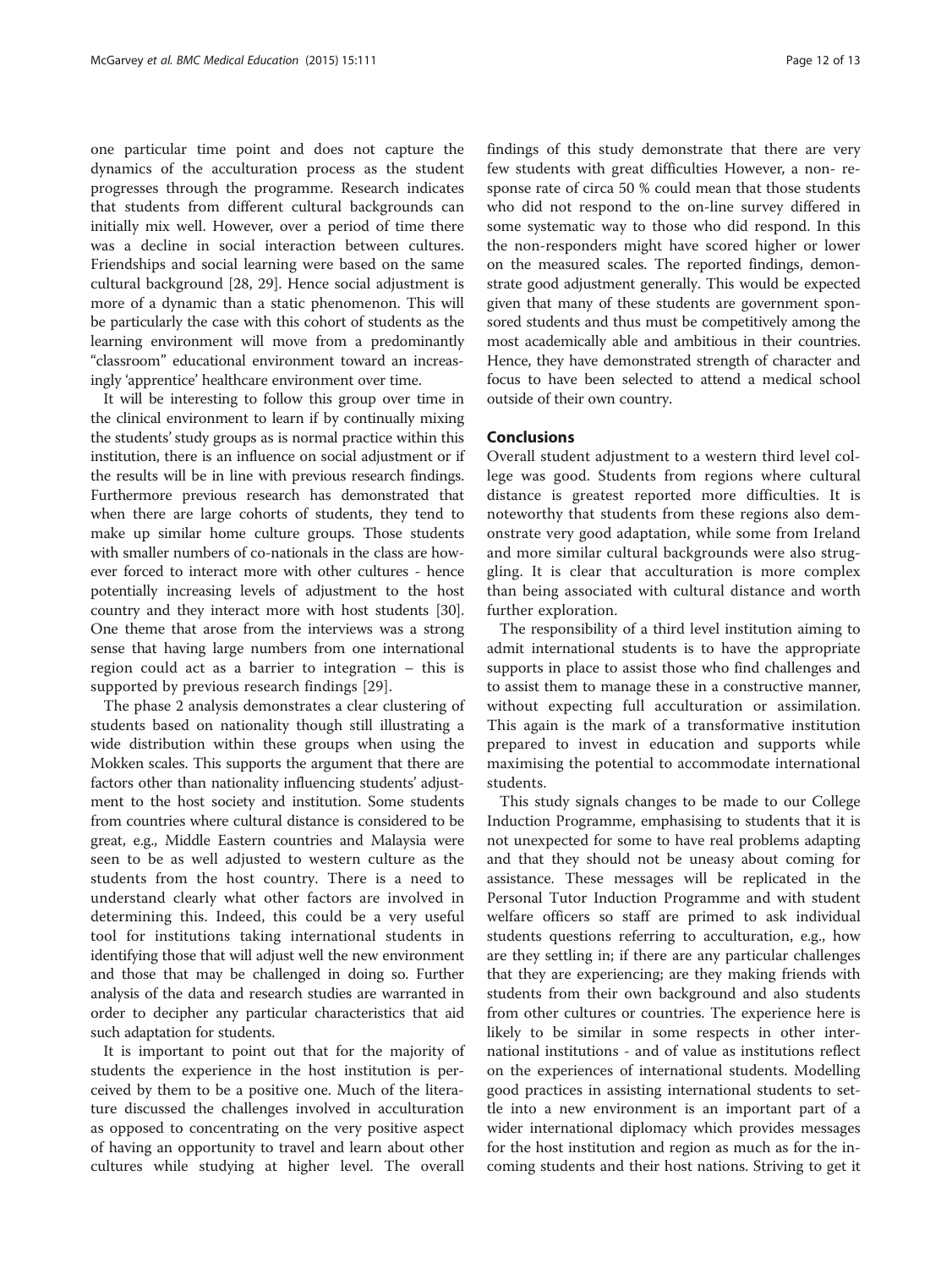one particular time point and does not capture the dynamics of the acculturation process as the student progresses through the programme. Research indicates that students from different cultural backgrounds can initially mix well. However, over a period of time there was a decline in social interaction between cultures. Friendships and social learning were based on the same cultural background [28, 29]. Hence social adjustment is more of a dynamic than a static phenomenon. This will be particularly the case with this cohort of students as the learning environment will move from a predominantly "classroom" educational environment toward an increasingly 'apprentice' healthcare environment over time.

It will be interesting to follow this group over time in the clinical environment to learn if by continually mixing the students' study groups as is normal practice within this institution, there is an influence on social adjustment or if the results will be in line with previous research findings. Furthermore previous research has demonstrated that when there are large cohorts of students, they tend to make up similar home culture groups. Those students with smaller numbers of co-nationals in the class are however forced to interact more with other cultures - hence potentially increasing levels of adjustment to the host country and they interact more with host students [30]. One theme that arose from the interviews was a strong sense that having large numbers from one international region could act as a barrier to integration – this is supported by previous research findings [29].

The phase 2 analysis demonstrates a clear clustering of students based on nationality though still illustrating a wide distribution within these groups when using the Mokken scales. This supports the argument that there are factors other than nationality influencing students' adjustment to the host society and institution. Some students from countries where cultural distance is considered to be great, e.g., Middle Eastern countries and Malaysia were seen to be as well adjusted to western culture as the students from the host country. There is a need to understand clearly what other factors are involved in determining this. Indeed, this could be a very useful tool for institutions taking international students in identifying those that will adjust well the new environment and those that may be challenged in doing so. Further analysis of the data and research studies are warranted in order to decipher any particular characteristics that aid such adaptation for students.

It is important to point out that for the majority of students the experience in the host institution is perceived by them to be a positive one. Much of the literature discussed the challenges involved in acculturation as opposed to concentrating on the very positive aspect of having an opportunity to travel and learn about other cultures while studying at higher level. The overall findings of this study demonstrate that there are very few students with great difficulties However, a non- response rate of circa 50 % could mean that those students who did not respond to the on-line survey differed in some systematic way to those who did respond. In this the non-responders might have scored higher or lower on the measured scales. The reported findings, demonstrate good adjustment generally. This would be expected given that many of these students are government sponsored students and thus must be competitively among the most academically able and ambitious in their countries. Hence, they have demonstrated strength of character and focus to have been selected to attend a medical school outside of their own country.

## Conclusions

Overall student adjustment to a western third level college was good. Students from regions where cultural distance is greatest reported more difficulties. It is noteworthy that students from these regions also demonstrate very good adaptation, while some from Ireland and more similar cultural backgrounds were also struggling. It is clear that acculturation is more complex than being associated with cultural distance and worth further exploration.

The responsibility of a third level institution aiming to admit international students is to have the appropriate supports in place to assist those who find challenges and to assist them to manage these in a constructive manner, without expecting full acculturation or assimilation. This again is the mark of a transformative institution prepared to invest in education and supports while maximising the potential to accommodate international students.

This study signals changes to be made to our College Induction Programme, emphasising to students that it is not unexpected for some to have real problems adapting and that they should not be uneasy about coming for assistance. These messages will be replicated in the Personal Tutor Induction Programme and with student welfare officers so staff are primed to ask individual students questions referring to acculturation, e.g., how are they settling in; if there are any particular challenges that they are experiencing; are they making friends with students from their own background and also students from other cultures or countries. The experience here is likely to be similar in some respects in other international institutions - and of value as institutions reflect on the experiences of international students. Modelling good practices in assisting international students to settle into a new environment is an important part of a wider international diplomacy which provides messages for the host institution and region as much as for the incoming students and their host nations. Striving to get it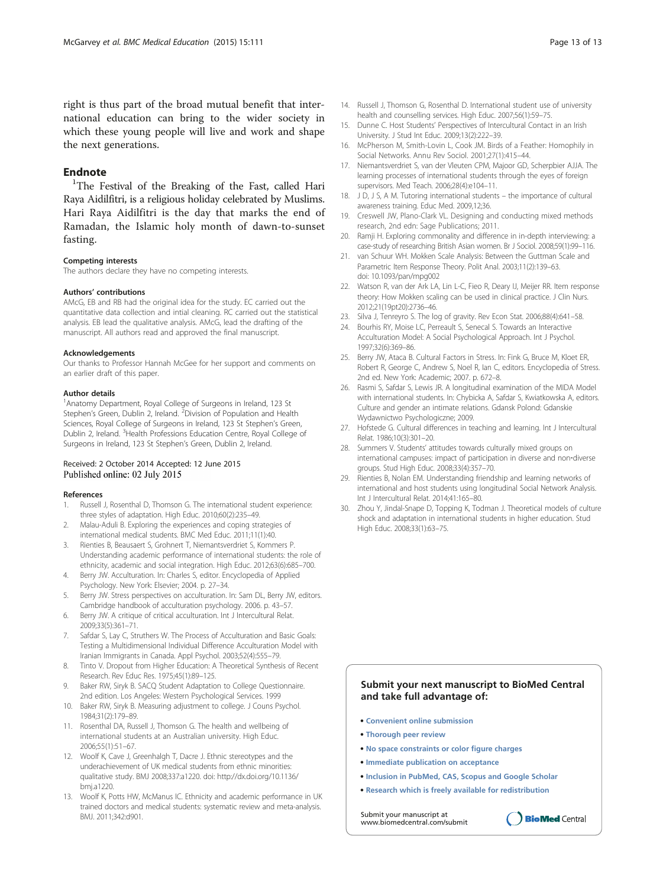right is thus part of the broad mutual benefit that international education can bring to the wider society in which these young people will live and work and shape the next generations.

## Endnote

[1]The Festival of the Breaking of the Fast, called Hari Raya Aidilfitri, is a religious holiday celebrated by Muslims. Hari Raya Aidilfitri is the day that marks the end of Ramadan, the Islamic holy month of dawn-to-sunset fasting.

#### Competing interests

The authors declare they have no competing interests.

#### Authors' contributions

AMcG, EB and RB had the original idea for the study. EC carried out the quantitative data collection and intial cleaning. RC carried out the statistical analysis. EB lead the qualitative analysis. AMcG, lead the drafting of the manuscript. All authors read and approved the final manuscript.

#### Acknowledgements

Our thanks to Professor Hannah McGee for her support and comments on an earlier draft of this paper.

#### Author details

[1]Anatomy Department, Royal College of Surgeons in Ireland, 123 St Stephen's Green, Dublin 2, Ireland. [2]Division of Population and Health Sciences, Royal College of Surgeons in Ireland, 123 St Stephen's Green, Dublin 2, Ireland. [3]Health Professions Education Centre, Royal College of Surgeons in Ireland, 123 St Stephen's Green, Dublin 2, Ireland.

Received: 2 October 2014 Accepted: 12 June 2015
Published online: 02 July 2015

#### References

1. Russell J, Rosenthal D, Thomson G. The international student experience: three styles of adaptation. High Educ. 2010;60(2):235–49.
2. Malau-Aduli B. Exploring the experiences and coping strategies of international medical students. BMC Med Educ. 2011;11(1):40.
3. Rienties B, Beausaert S, Grohnert T, Niemantsverdriet S, Kommers P. Understanding academic performance of international students: the role of ethnicity, academic and social integration. High Educ. 2012;63(6):685–700.
4. Berry JW. Acculturation. In: Charles S, editor. Encyclopedia of Applied Psychology. New York: Elsevier; 2004. p. 27–34.
5. Berry JW. Stress perspectives on acculturation. In: Sam DL, Berry JW, editors. Cambridge handbook of acculturation psychology. 2006. p. 43–57.
6. Berry JW. A critique of critical acculturation. Int J Intercultural Relat. 2009;33(5):361–71.
7. Safdar S, Lay C, Struthers W. The Process of Acculturation and Basic Goals: Testing a Multidimensional Individual Difference Acculturation Model with Iranian Immigrants in Canada. Appl Psychol. 2003;52(4):555–79.
8. Tinto V. Dropout from Higher Education: A Theoretical Synthesis of Recent Research. Rev Educ Res. 1975;45(1):89–125.
9. Baker RW, Siryk B. SACQ Student Adaptation to College Questionnaire. 2nd edition. Los Angeles: Western Psychological Services. 1999
10. Baker RW, Siryk B. Measuring adjustment to college. J Couns Psychol. 1984;31(2):179–89.
11. Rosenthal DA, Russell J, Thomson G. The health and wellbeing of international students at an Australian university. High Educ. 2006;55(1):51–67.
12. Woolf K, Cave J, Greenhalgh T, Dacre J. Ethnic stereotypes and the underachievement of UK medical students from ethnic minorities: qualitative study. BMJ 2008;337:a1220. doi: http://dx.doi.org/10.1136/bmj.a1220.
13. Woolf K, Potts HW, McManus IC. Ethnicity and academic performance in UK trained doctors and medical students: systematic review and meta-analysis. BMJ. 2011;342:d901.
14. Russell J, Thomson G, Rosenthal D. International student use of university health and counselling services. High Educ. 2007;56(1):59–75.
15. Dunne C. Host Students' Perspectives of Intercultural Contact in an Irish University. J Stud Int Educ. 2009;13(2):222–39.
16. McPherson M, Smith-Lovin L, Cook JM. Birds of a Feather: Homophily in Social Networks. Annu Rev Sociol. 2001;27(1):415–44.
17. Niemantsverdriet S, van der Vleuten CPM, Majoor GD, Scherpbier AJJA. The learning processes of international students through the eyes of foreign supervisors. Med Teach. 2006;28(4):e104–11.
18. J D, J S, A M. Tutoring international students – the importance of cultural awareness training. Educ Med. 2009,12;36.
19. Creswell JW, Plano-Clark VL. Designing and conducting mixed methods research, 2nd edn: Sage Publications; 2011.
20. Ramji H. Exploring commonality and difference in in-depth interviewing: a case-study of researching British Asian women. Br J Sociol. 2008;59(1):99–116.
21. van Schuur WH. Mokken Scale Analysis: Between the Guttman Scale and Parametric Item Response Theory. Polit Anal. 2003;11(2):139–63. doi: 10.1093/pan/mpg002
22. Watson R, van der Ark LA, Lin L-C, Fieo R, Deary IJ, Meijer RR. Item response theory: How Mokken scaling can be used in clinical practice. J Clin Nurs. 2012;21(19pt20):2736–46.
23. Silva J, Tenreyro S. The log of gravity. Rev Econ Stat. 2006;88(4):641–58.
24. Bourhis RY, Moise LC, Perreault S, Senecal S. Towards an Interactive Acculturation Model: A Social Psychological Approach. Int J Psychol. 1997;32(6):369–86.
25. Berry JW, Ataca B. Cultural Factors in Stress. In: Fink G, Bruce M, Kloet ER, Robert R, George C, Andrew S, Noel R, Ian C, editors. Encyclopedia of Stress. 2nd ed. New York: Academic; 2007. p. 672–8.
26. Rasmi S, Safdar S, Lewis JR. A longitudinal examination of the MIDA Model with international students. In: Chybicka A, Safdar S, Kwiatkowska A, editors. Culture and gender an intimate relations. Gdansk Poland: Gdanskie Wydawnictwo Psychologiczne; 2009.
27. Hofstede G. Cultural differences in teaching and learning. Int J Intercultural Relat. 1986;10(3):301–20.
28. Summers V. Students' attitudes towards culturally mixed groups on international campuses: impact of participation in diverse and non-diverse groups. Stud High Educ. 2008;33(4):357–70.
29. Rienties B, Nolan EM. Understanding friendship and learning networks of international and host students using longitudinal Social Network Analysis. Int J Intercultural Relat. 2014;41:165–80.
30. Zhou Y, Jindal-Snape D, Topping K, Todman J. Theoretical models of culture shock and adaptation in international students in higher education. Stud High Educ. 2008;33(1):63–75.

**Submit your next manuscript to BioMed Central and take full advantage of:**

- Convenient online submission
- Thorough peer review
- No space constraints or color figure charges
- Immediate publication on acceptance
- Inclusion in PubMed, CAS, Scopus and Google Scholar
- Research which is freely available for redistribution

Submit your manuscript at
www.biomedcentral.com/submit

BioMed Central